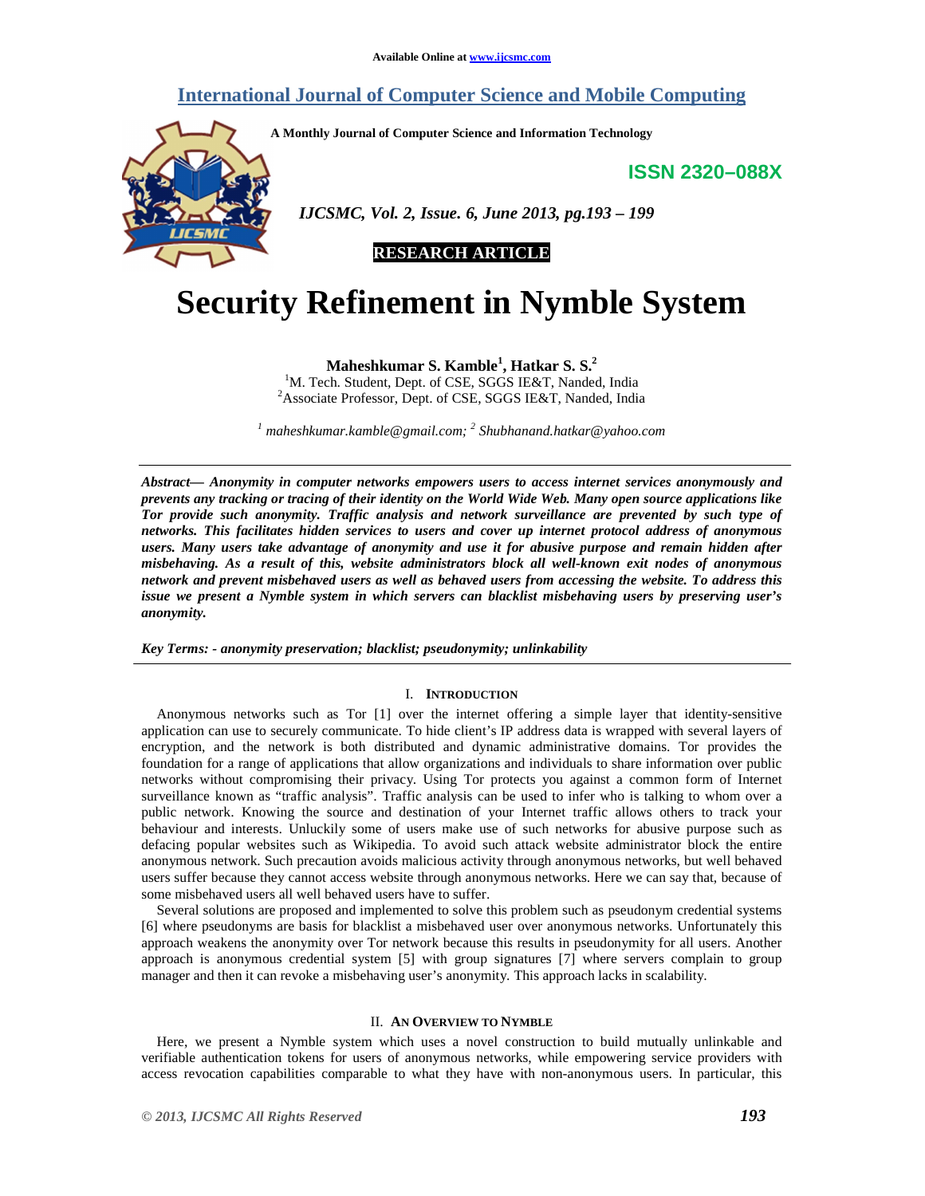# Security Refinement in Nymble System

**Maheshkumar S. Kamble[1], Hatkar S. S.[2]**

[1]M. Tech. Student, Dept. of CSE, SGGS IE&T, Nanded, India
[2]Associate Professor, Dept. of CSE, SGGS IE&T, Nanded, India

*[1] maheshkumar.kamble@gmail.com; [2] Shubhanand.hatkar@yahoo.com*

***Abstract— Anonymity in computer networks empowers users to access internet services anonymously and prevents any tracking or tracing of their identity on the World Wide Web. Many open source applications like Tor provide such anonymity. Traffic analysis and network surveillance are prevented by such type of networks. This facilitates hidden services to users and cover up internet protocol address of anonymous users. Many users take advantage of anonymity and use it for abusive purpose and remain hidden after misbehaving. As a result of this, website administrators block all well-known exit nodes of anonymous network and prevent misbehaved users as well as behaved users from accessing the website. To address this issue we present a Nymble system in which servers can blacklist misbehaving users by preserving user's anonymity.***

***Key Terms: - anonymity preservation; blacklist; pseudonymity; unlinkability***

## I. Introduction

Anonymous networks such as Tor [1] over the internet offering a simple layer that identity-sensitive application can use to securely communicate. To hide client's IP address data is wrapped with several layers of encryption, and the network is both distributed and dynamic administrative domains. Tor provides the foundation for a range of applications that allow organizations and individuals to share information over public networks without compromising their privacy. Using Tor protects you against a common form of Internet surveillance known as "traffic analysis". Traffic analysis can be used to infer who is talking to whom over a public network. Knowing the source and destination of your Internet traffic allows others to track your behaviour and interests. Unluckily some of users make use of such networks for abusive purpose such as defacing popular websites such as Wikipedia. To avoid such attack website administrator block the entire anonymous network. Such precaution avoids malicious activity through anonymous networks, but well behaved users suffer because they cannot access website through anonymous networks. Here we can say that, because of some misbehaved users all well behaved users have to suffer.

Several solutions are proposed and implemented to solve this problem such as pseudonym credential systems [6] where pseudonyms are basis for blacklist a misbehaved user over anonymous networks. Unfortunately this approach weakens the anonymity over Tor network because this results in pseudonymity for all users. Another approach is anonymous credential system [5] with group signatures [7] where servers complain to group manager and then it can revoke a misbehaving user's anonymity. This approach lacks in scalability.

## II. An Overview to Nymble

Here, we present a Nymble system which uses a novel construction to build mutually unlinkable and verifiable authentication tokens for users of anonymous networks, while empowering service providers with access revocation capabilities comparable to what they have with non-anonymous users. In particular, this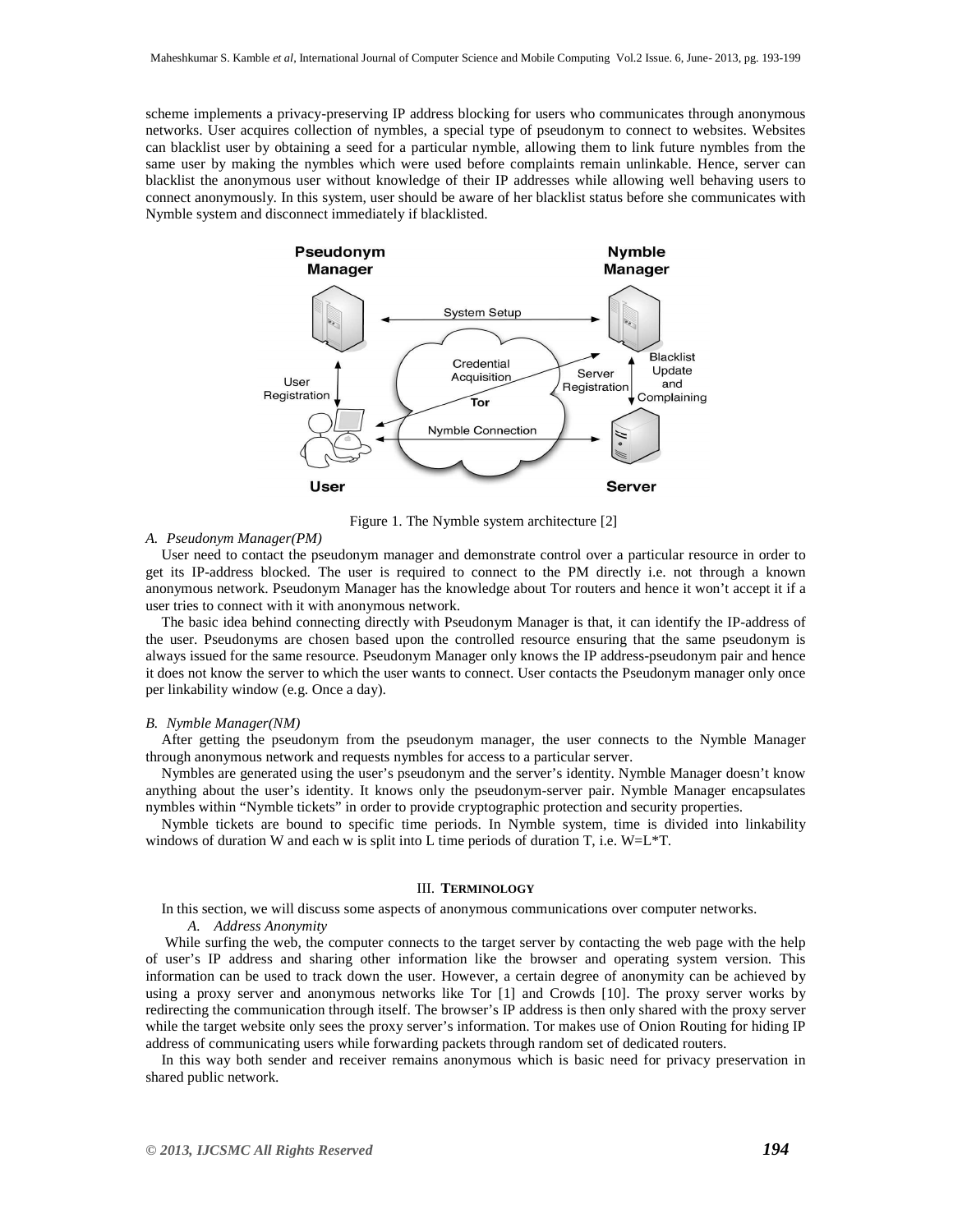scheme implements a privacy-preserving IP address blocking for users who communicates through anonymous networks. User acquires collection of nymbles, a special type of pseudonym to connect to websites. Websites can blacklist user by obtaining a seed for a particular nymble, allowing them to link future nymbles from the same user by making the nymbles which were used before complaints remain unlinkable. Hence, server can blacklist the anonymous user without knowledge of their IP addresses while allowing well behaving users to connect anonymously. In this system, user should be aware of her blacklist status before she communicates with Nymble system and disconnect immediately if blacklisted.

Figure 1. The Nymble system architecture [2]

### A. Pseudonym Manager(PM)

User need to contact the pseudonym manager and demonstrate control over a particular resource in order to get its IP-address blocked. The user is required to connect to the PM directly i.e. not through a known anonymous network. Pseudonym Manager has the knowledge about Tor routers and hence it won't accept it if a user tries to connect with it with anonymous network.

The basic idea behind connecting directly with Pseudonym Manager is that, it can identify the IP-address of the user. Pseudonyms are chosen based upon the controlled resource ensuring that the same pseudonym is always issued for the same resource. Pseudonym Manager only knows the IP address-pseudonym pair and hence it does not know the server to which the user wants to connect. User contacts the Pseudonym manager only once per linkability window (e.g. Once a day).

### B. Nymble Manager(NM)

After getting the pseudonym from the pseudonym manager, the user connects to the Nymble Manager through anonymous network and requests nymbles for access to a particular server.

Nymbles are generated using the user's pseudonym and the server's identity. Nymble Manager doesn't know anything about the user's identity. It knows only the pseudonym-server pair. Nymble Manager encapsulates nymbles within "Nymble tickets" in order to provide cryptographic protection and security properties.

Nymble tickets are bound to specific time periods. In Nymble system, time is divided into linkability windows of duration W and each w is split into L time periods of duration T, i.e. $W=L*T$.

## III. TERMINOLOGY

In this section, we will discuss some aspects of anonymous communications over computer networks.

### A. Address Anonymity

While surfing the web, the computer connects to the target server by contacting the web page with the help of user's IP address and sharing other information like the browser and operating system version. This information can be used to track down the user. However, a certain degree of anonymity can be achieved by using a proxy server and anonymous networks like Tor [1] and Crowds [10]. The proxy server works by redirecting the communication through itself. The browser's IP address is then only shared with the proxy server while the target website only sees the proxy server's information. Tor makes use of Onion Routing for hiding IP address of communicating users while forwarding packets through random set of dedicated routers.

In this way both sender and receiver remains anonymous which is basic need for privacy preservation in shared public network.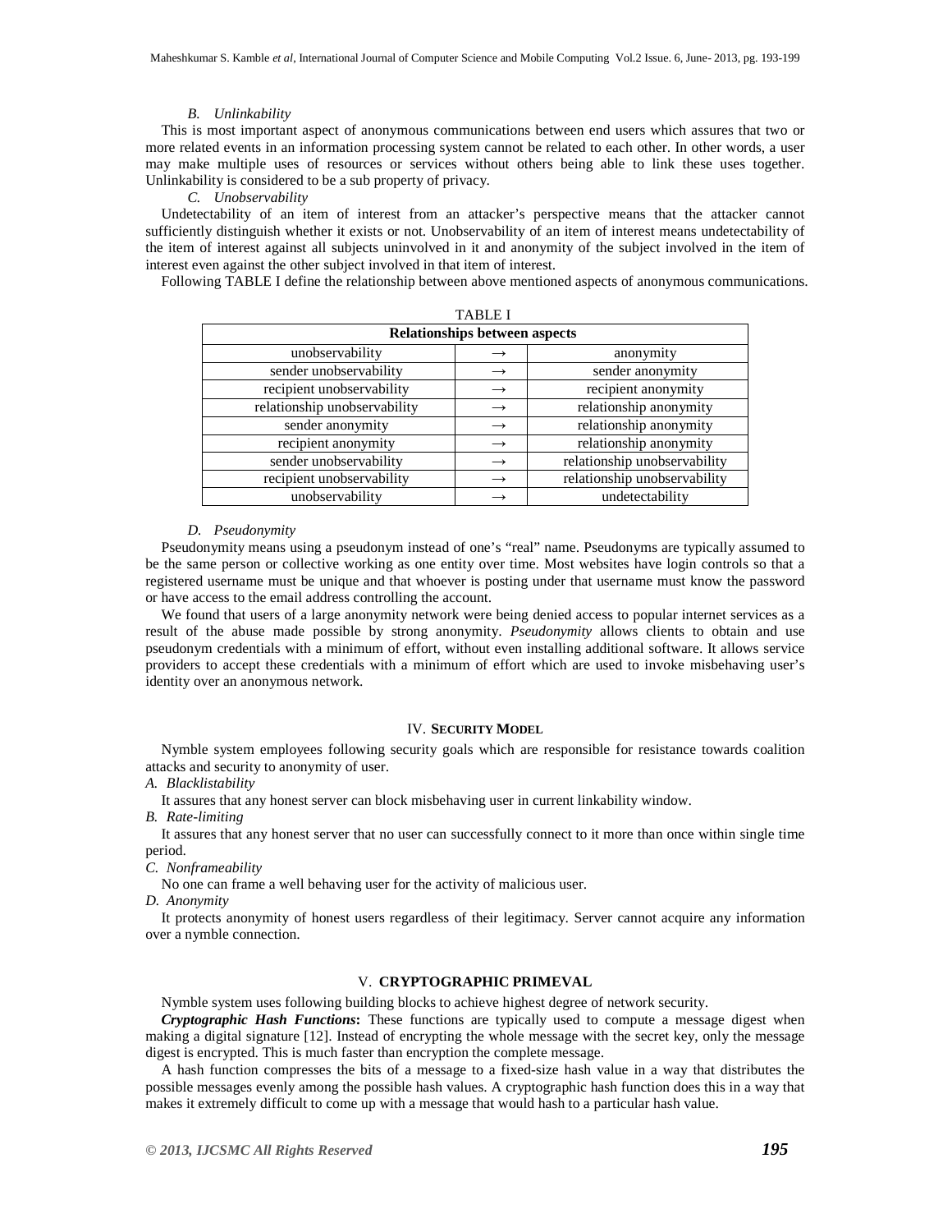### B. Unlinkability

This is most important aspect of anonymous communications between end users which assures that two or more related events in an information processing system cannot be related to each other. In other words, a user may make multiple uses of resources or services without others being able to link these uses together. Unlinkability is considered to be a sub property of privacy.

### C. Unobservability

Undetectability of an item of interest from an attacker's perspective means that the attacker cannot sufficiently distinguish whether it exists or not. Unobservability of an item of interest means undetectability of the item of interest against all subjects uninvolved in it and anonymity of the subject involved in the item of interest even against the other subject involved in that item of interest.

Following TABLE I define the relationship between above mentioned aspects of anonymous communications.

TABLE I

| Relationships between aspects | | |
|---|---|---|
| unobservability | → | anonymity |
| sender unobservability | → | sender anonymity |
| recipient unobservability | → | recipient anonymity |
| relationship unobservability | → | relationship anonymity |
| sender anonymity | → | relationship anonymity |
| recipient anonymity | → | relationship anonymity |
| sender unobservability | → | relationship unobservability |
| recipient unobservability | → | relationship unobservability |
| unobservability | → | undetectability |

### D. Pseudonymity

Pseudonymity means using a pseudonym instead of one's "real" name. Pseudonyms are typically assumed to be the same person or collective working as one entity over time. Most websites have login controls so that a registered username must be unique and that whoever is posting under that username must know the password or have access to the email address controlling the account.

We found that users of a large anonymity network were being denied access to popular internet services as a result of the abuse made possible by strong anonymity. *Pseudonymity* allows clients to obtain and use pseudonym credentials with a minimum of effort, without even installing additional software. It allows service providers to accept these credentials with a minimum of effort which are used to invoke misbehaving user's identity over an anonymous network.

## IV. Security Model

Nymble system employees following security goals which are responsible for resistance towards coalition attacks and security to anonymity of user.

*A. Blacklistability*

It assures that any honest server can block misbehaving user in current linkability window.

*B. Rate-limiting*

It assures that any honest server that no user can successfully connect to it more than once within single time period.

*C. Nonframeability*

No one can frame a well behaving user for the activity of malicious user.

*D. Anonymity*

It protects anonymity of honest users regardless of their legitimacy. Server cannot acquire any information over a nymble connection.

## V. CRYPTOGRAPHIC PRIMEVAL

Nymble system uses following building blocks to achieve highest degree of network security.

***Cryptographic Hash Functions*:** These functions are typically used to compute a message digest when making a digital signature [12]. Instead of encrypting the whole message with the secret key, only the message digest is encrypted. This is much faster than encryption the complete message.

A hash function compresses the bits of a message to a fixed-size hash value in a way that distributes the possible messages evenly among the possible hash values. A cryptographic hash function does this in a way that makes it extremely difficult to come up with a message that would hash to a particular hash value.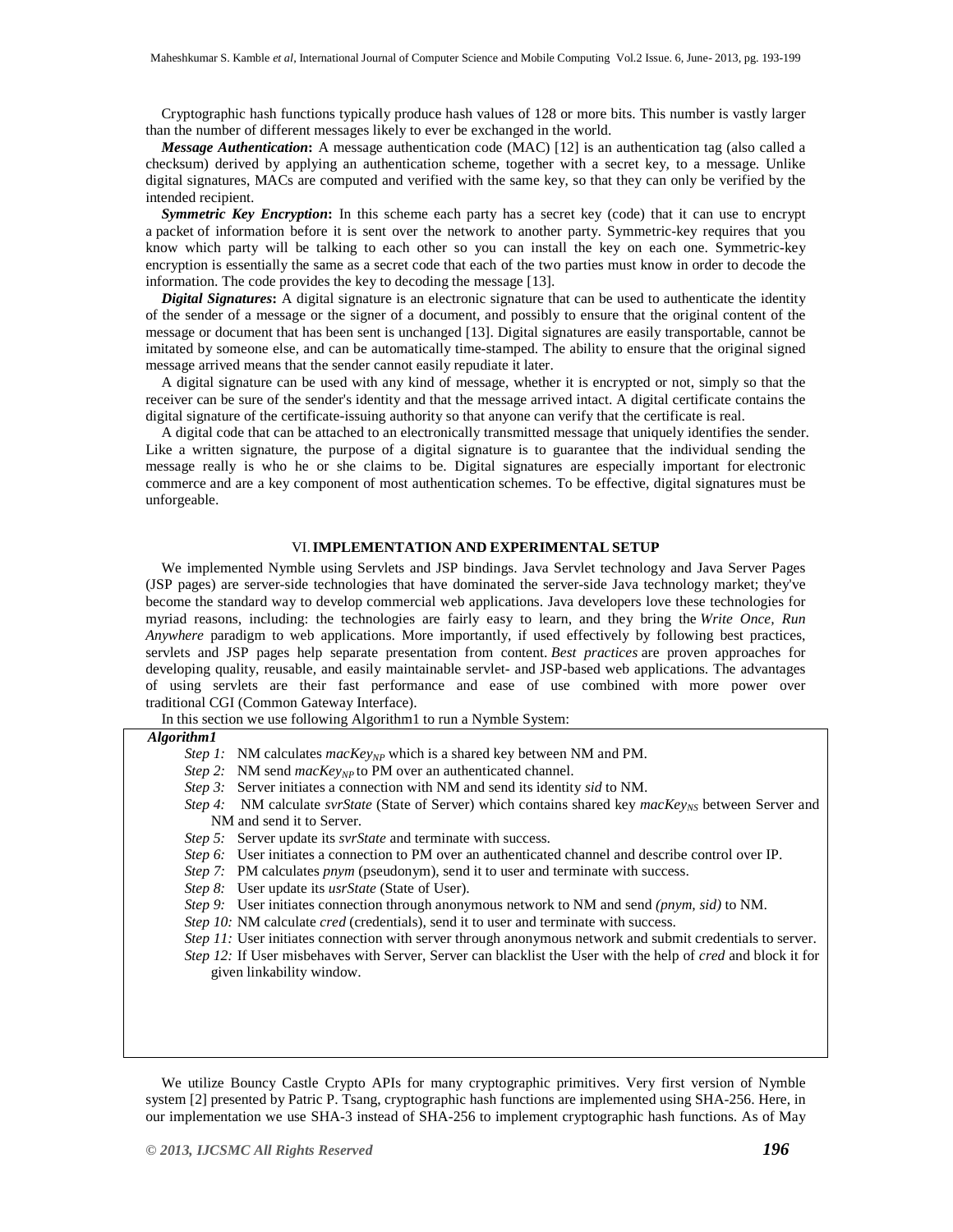Cryptographic hash functions typically produce hash values of 128 or more bits. This number is vastly larger than the number of different messages likely to ever be exchanged in the world.

***Message Authentication*:** A message authentication code (MAC) [12] is an authentication tag (also called a checksum) derived by applying an authentication scheme, together with a secret key, to a message. Unlike digital signatures, MACs are computed and verified with the same key, so that they can only be verified by the intended recipient.

***Symmetric Key Encryption*:** In this scheme each party has a secret key (code) that it can use to encrypt a packet of information before it is sent over the network to another party. Symmetric-key requires that you know which party will be talking to each other so you can install the key on each one. Symmetric-key encryption is essentially the same as a secret code that each of the two parties must know in order to decode the information. The code provides the key to decoding the message [13].

***Digital Signatures*:** A digital signature is an electronic signature that can be used to authenticate the identity of the sender of a message or the signer of a document, and possibly to ensure that the original content of the message or document that has been sent is unchanged [13]. Digital signatures are easily transportable, cannot be imitated by someone else, and can be automatically time-stamped. The ability to ensure that the original signed message arrived means that the sender cannot easily repudiate it later.

A digital signature can be used with any kind of message, whether it is encrypted or not, simply so that the receiver can be sure of the sender's identity and that the message arrived intact. A digital certificate contains the digital signature of the certificate-issuing authority so that anyone can verify that the certificate is real.

A digital code that can be attached to an electronically transmitted message that uniquely identifies the sender. Like a written signature, the purpose of a digital signature is to guarantee that the individual sending the message really is who he or she claims to be. Digital signatures are especially important for electronic commerce and are a key component of most authentication schemes. To be effective, digital signatures must be unforgeable.

## VI. IMPLEMENTATION AND EXPERIMENTAL SETUP

We implemented Nymble using Servlets and JSP bindings. Java Servlet technology and Java Server Pages (JSP pages) are server-side technologies that have dominated the server-side Java technology market; they've become the standard way to develop commercial web applications. Java developers love these technologies for myriad reasons, including: the technologies are fairly easy to learn, and they bring the *Write Once, Run Anywhere* paradigm to web applications. More importantly, if used effectively by following best practices, servlets and JSP pages help separate presentation from content. *Best practices* are proven approaches for developing quality, reusable, and easily maintainable servlet- and JSP-based web applications. The advantages of using servlets are their fast performance and ease of use combined with more power over traditional CGI (Common Gateway Interface).

In this section we use following Algorithm1 to run a Nymble System:

***Algorithm1***

*Step 1:* NM calculates $macKey_{NP}$ which is a shared key between NM and PM.
*Step 2:* NM send $macKey_{NP}$ to PM over an authenticated channel.
*Step 3:* Server initiates a connection with NM and send its identity *sid* to NM.
*Step 4:* NM calculate *svrState* (State of Server) which contains shared key $macKey_{NS}$ between Server and NM and send it to Server.
*Step 5:* Server update its *svrState* and terminate with success.
*Step 6:* User initiates a connection to PM over an authenticated channel and describe control over IP.
*Step 7:* PM calculates *pnym* (pseudonym), send it to user and terminate with success.
*Step 8:* User update its *usrState* (State of User).
*Step 9:* User initiates connection through anonymous network to NM and send *(pnym, sid)* to NM.
*Step 10:* NM calculate *cred* (credentials), send it to user and terminate with success.
*Step 11:* User initiates connection with server through anonymous network and submit credentials to server.
*Step 12:* If User misbehaves with Server, Server can blacklist the User with the help of *cred* and block it for given linkability window.

We utilize Bouncy Castle Crypto APIs for many cryptographic primitives. Very first version of Nymble system [2] presented by Patric P. Tsang, cryptographic hash functions are implemented using SHA-256. Here, in our implementation we use SHA-3 instead of SHA-256 to implement cryptographic hash functions. As of May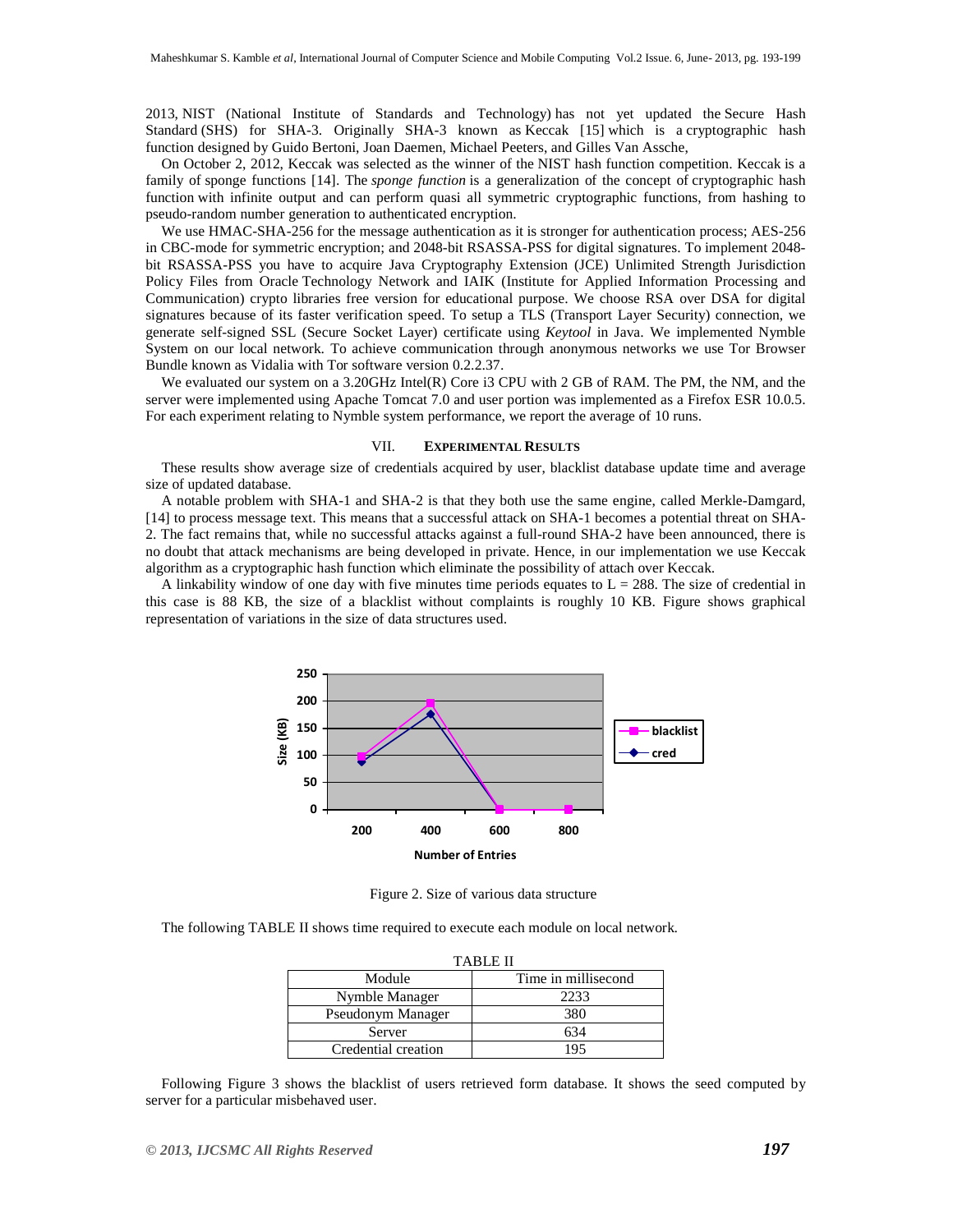2013, NIST (National Institute of Standards and Technology) has not yet updated the Secure Hash Standard (SHS) for SHA-3. Originally SHA-3 known as Keccak [15] which is a cryptographic hash function designed by Guido Bertoni, Joan Daemen, Michael Peeters, and Gilles Van Assche,

On October 2, 2012, Keccak was selected as the winner of the NIST hash function competition. Keccak is a family of sponge functions [14]. The *sponge function* is a generalization of the concept of cryptographic hash function with infinite output and can perform quasi all symmetric cryptographic functions, from hashing to pseudo-random number generation to authenticated encryption.

We use HMAC-SHA-256 for the message authentication as it is stronger for authentication process; AES-256 in CBC-mode for symmetric encryption; and 2048-bit RSASSA-PSS for digital signatures. To implement 2048-bit RSASSA-PSS you have to acquire Java Cryptography Extension (JCE) Unlimited Strength Jurisdiction Policy Files from Oracle Technology Network and IAIK (Institute for Applied Information Processing and Communication) crypto libraries free version for educational purpose. We choose RSA over DSA for digital signatures because of its faster verification speed. To setup a TLS (Transport Layer Security) connection, we generate self-signed SSL (Secure Socket Layer) certificate using *Keytool* in Java. We implemented Nymble System on our local network. To achieve communication through anonymous networks we use Tor Browser Bundle known as Vidalia with Tor software version 0.2.2.37.

We evaluated our system on a 3.20GHz Intel(R) Core i3 CPU with 2 GB of RAM. The PM, the NM, and the server were implemented using Apache Tomcat 7.0 and user portion was implemented as a Firefox ESR 10.0.5. For each experiment relating to Nymble system performance, we report the average of 10 runs.

## VII. EXPERIMENTAL RESULTS

These results show average size of credentials acquired by user, blacklist database update time and average size of updated database.

A notable problem with SHA-1 and SHA-2 is that they both use the same engine, called Merkle-Damgard, [14] to process message text. This means that a successful attack on SHA-1 becomes a potential threat on SHA-2. The fact remains that, while no successful attacks against a full-round SHA-2 have been announced, there is no doubt that attack mechanisms are being developed in private. Hence, in our implementation we use Keccak algorithm as a cryptographic hash function which eliminate the possibility of attach over Keccak.

A linkability window of one day with five minutes time periods equates to $L = 288$. The size of credential in this case is 88 KB, the size of a blacklist without complaints is roughly 10 KB. Figure shows graphical representation of variations in the size of data structures used.

Figure 2. Size of various data structure

The following TABLE II shows time required to execute each module on local network.

TABLE II

| Module | Time in millisecond |
|---|---|
| Nymble Manager | 2233 |
| Pseudonym Manager | 380 |
| Server | 634 |
| Credential creation | 195 |

Following Figure 3 shows the blacklist of users retrieved form database. It shows the seed computed by server for a particular misbehaved user.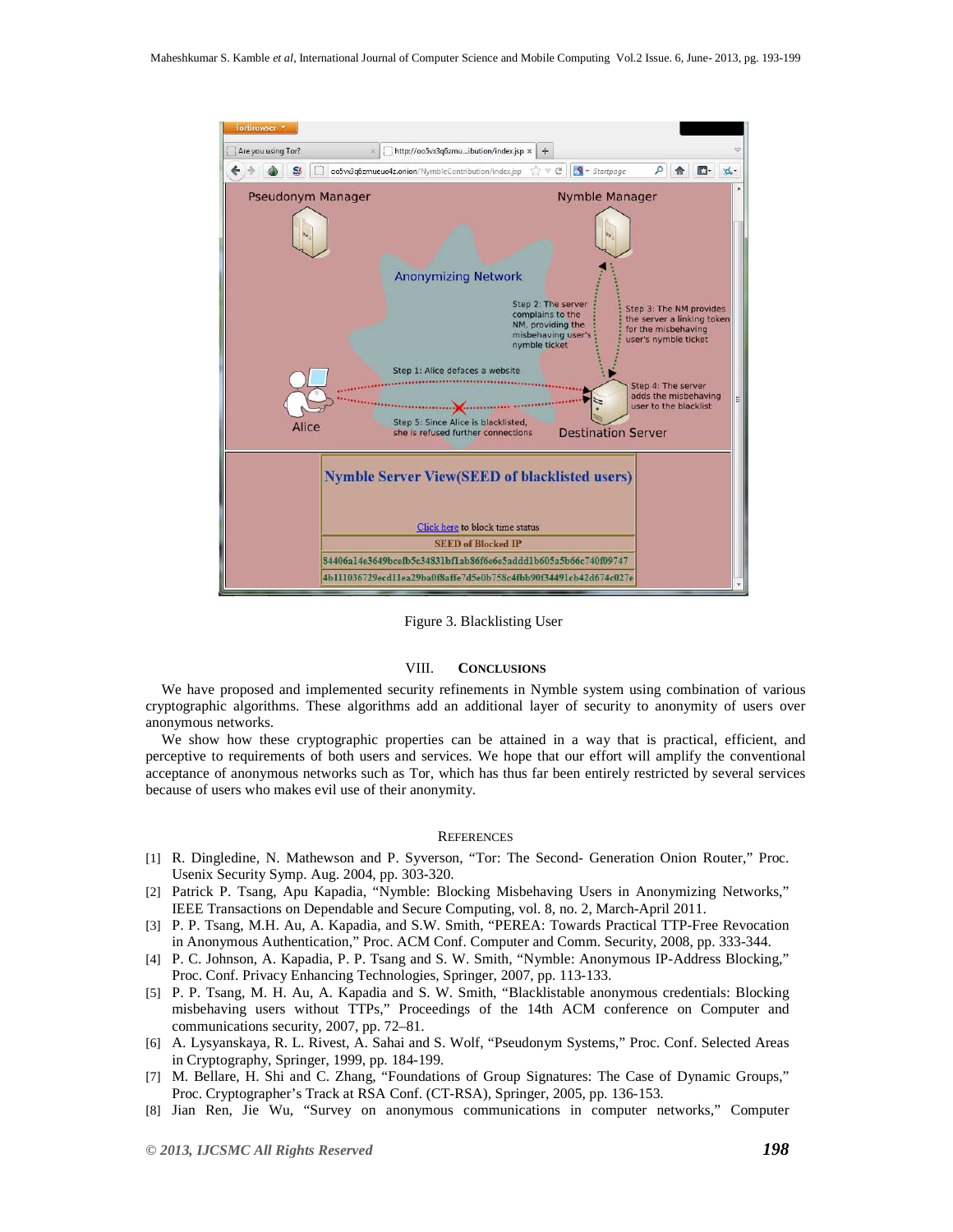Figure 3. Blacklisting User

## VIII. CONCLUSIONS

We have proposed and implemented security refinements in Nymble system using combination of various cryptographic algorithms. These algorithms add an additional layer of security to anonymity of users over anonymous networks.

We show how these cryptographic properties can be attained in a way that is practical, efficient, and perceptive to requirements of both users and services. We hope that our effort will amplify the conventional acceptance of anonymous networks such as Tor, which has thus far been entirely restricted by several services because of users who makes evil use of their anonymity.

## REFERENCES

[1] R. Dingledine, N. Mathewson and P. Syverson, "Tor: The Second- Generation Onion Router," Proc. Usenix Security Symp. Aug. 2004, pp. 303-320.

[2] Patrick P. Tsang, Apu Kapadia, "Nymble: Blocking Misbehaving Users in Anonymizing Networks," IEEE Transactions on Dependable and Secure Computing, vol. 8, no. 2, March-April 2011.

[3] P. P. Tsang, M.H. Au, A. Kapadia, and S.W. Smith, "PEREA: Towards Practical TTP-Free Revocation in Anonymous Authentication," Proc. ACM Conf. Computer and Comm. Security, 2008, pp. 333-344.

[4] P. C. Johnson, A. Kapadia, P. P. Tsang and S. W. Smith, "Nymble: Anonymous IP-Address Blocking," Proc. Conf. Privacy Enhancing Technologies, Springer, 2007, pp. 113-133.

[5] P. P. Tsang, M. H. Au, A. Kapadia and S. W. Smith, "Blacklistable anonymous credentials: Blocking misbehaving users without TTPs," Proceedings of the 14th ACM conference on Computer and communications security, 2007, pp. 72–81.

[6] A. Lysyanskaya, R. L. Rivest, A. Sahai and S. Wolf, "Pseudonym Systems," Proc. Conf. Selected Areas in Cryptography, Springer, 1999, pp. 184-199.

[7] M. Bellare, H. Shi and C. Zhang, "Foundations of Group Signatures: The Case of Dynamic Groups," Proc. Cryptographer's Track at RSA Conf. (CT-RSA), Springer, 2005, pp. 136-153.

[8] Jian Ren, Jie Wu, "Survey on anonymous communications in computer networks," Computer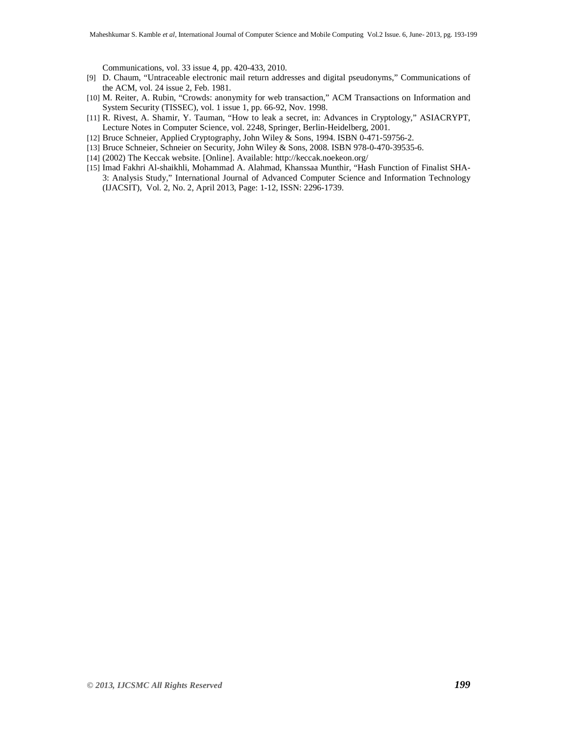Communications, vol. 33 issue 4, pp. 420-433, 2010.

[9] D. Chaum, "Untraceable electronic mail return addresses and digital pseudonyms," Communications of the ACM, vol. 24 issue 2, Feb. 1981.

[10] M. Reiter, A. Rubin, "Crowds: anonymity for web transaction," ACM Transactions on Information and System Security (TISSEC), vol. 1 issue 1, pp. 66-92, Nov. 1998.

[11] R. Rivest, A. Shamir, Y. Tauman, "How to leak a secret, in: Advances in Cryptology," ASIACRYPT, Lecture Notes in Computer Science, vol. 2248, Springer, Berlin-Heidelberg, 2001.

[12] Bruce Schneier, Applied Cryptography, John Wiley & Sons, 1994. ISBN 0-471-59756-2.

[13] Bruce Schneier, Schneier on Security, John Wiley & Sons, 2008. ISBN 978-0-470-39535-6.

[14] (2002) The Keccak website. [Online]. Available: http://keccak.noekeon.org/

[15] Imad Fakhri Al-shaikhli, Mohammad A. Alahmad, Khanssaa Munthir, "Hash Function of Finalist SHA-3: Analysis Study," International Journal of Advanced Computer Science and Information Technology (IJACSIT), Vol. 2, No. 2, April 2013, Page: 1-12, ISSN: 2296-1739.